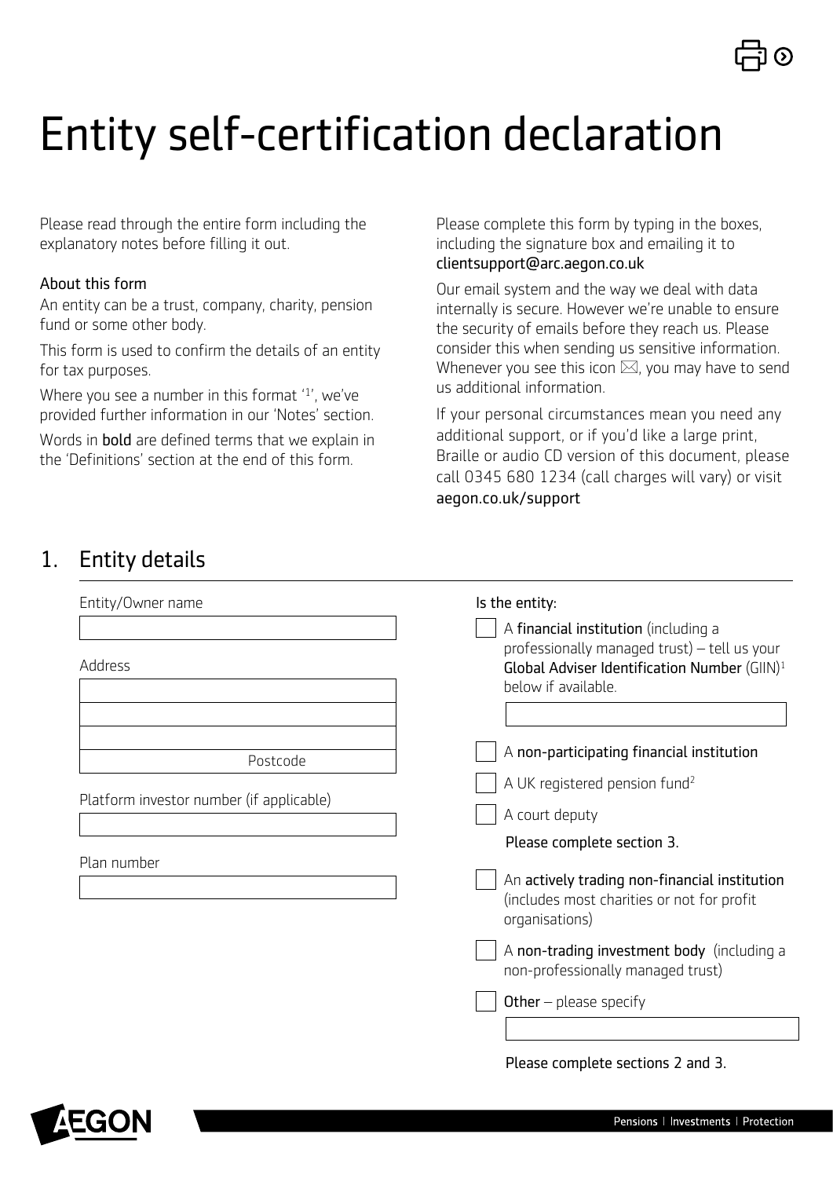# Entity self-certification declaration

Please read through the entire form including the explanatory notes before filling it out.

### About this form

An entity can be a trust, company, charity, pension fund or some other body.

This form is used to confirm the details of an entity for tax purposes.

Where you see a number in this format '[1]', we've provided further information in our 'Notes' section.

Words in **bold** are defined terms that we explain in the 'Definitions' section at the end of this form.

Please complete this form by typing in the boxes, including the signature box and emailing it to clientsupport@arc.aegon.co.uk

Our email system and the way we deal with data internally is secure. However we're unable to ensure the security of emails before they reach us. Please consider this when sending us sensitive information. Whenever you see this icon ✉, you may have to send us additional information.

If your personal circumstances mean you need any additional support, or if you'd like a large print, Braille or audio CD version of this document, please call 0345 680 1234 (call charges will vary) or visit aegon.co.uk/support

## 1. Entity details

Entity/Owner name

Address

Postcode

Platform investor number (if applicable)

Plan number

Is the entity:

- ☐ A **financial institution** (including a professionally managed trust) – tell us your **Global Adviser Identification Number** (GIIN)[1] below if available.
- ☐ A **non-participating financial institution**
- ☐ A UK registered pension fund[2]
- ☐ A court deputy

Please complete section 3.

- ☐ An **actively trading non-financial institution** (includes most charities or not for profit organisations)
- ☐ A **non-trading investment body** (including a non-professionally managed trust)
- ☐ **Other** – please specify

Please complete sections 2 and 3.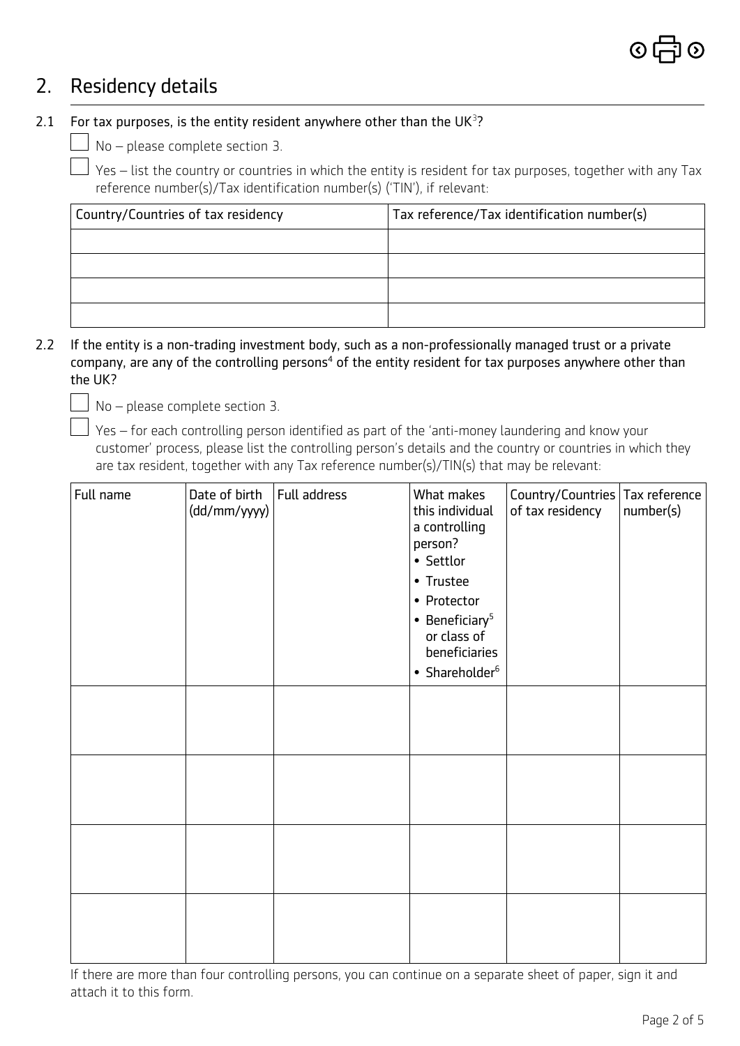## 2. Residency details

2.1 For tax purposes, is the entity resident anywhere other than the UK[3]?

☐ No – please complete section 3.

☐ Yes – list the country or countries in which the entity is resident for tax purposes, together with any Tax reference number(s)/Tax identification number(s) ('TIN'), if relevant:

| Country/Countries of tax residency | Tax reference/Tax identification number(s) |
|---|---|
| | |
| | |
| | |
| | |

2.2 If the entity is a non-trading investment body, such as a non-professionally managed trust or a private company, are any of the controlling persons[4] of the entity resident for tax purposes anywhere other than the UK?

☐ No – please complete section 3.

☐ Yes – for each controlling person identified as part of the 'anti-money laundering and know your customer' process, please list the controlling person's details and the country or countries in which they are tax resident, together with any Tax reference number(s)/TIN(s) that may be relevant:

| Full name | Date of birth (dd/mm/yyyy) | Full address | What makes this individual a controlling person?<br>• Settlor<br>• Trustee<br>• Protector<br>• Beneficiary[5] or class of beneficiaries<br>• Shareholder[6] | Country/Countries of tax residency | Tax reference number(s) |
|---|---|---|---|---|---|
| | | | | | |
| | | | | | |
| | | | | | |
| | | | | | |

If there are more than four controlling persons, you can continue on a separate sheet of paper, sign it and attach it to this form.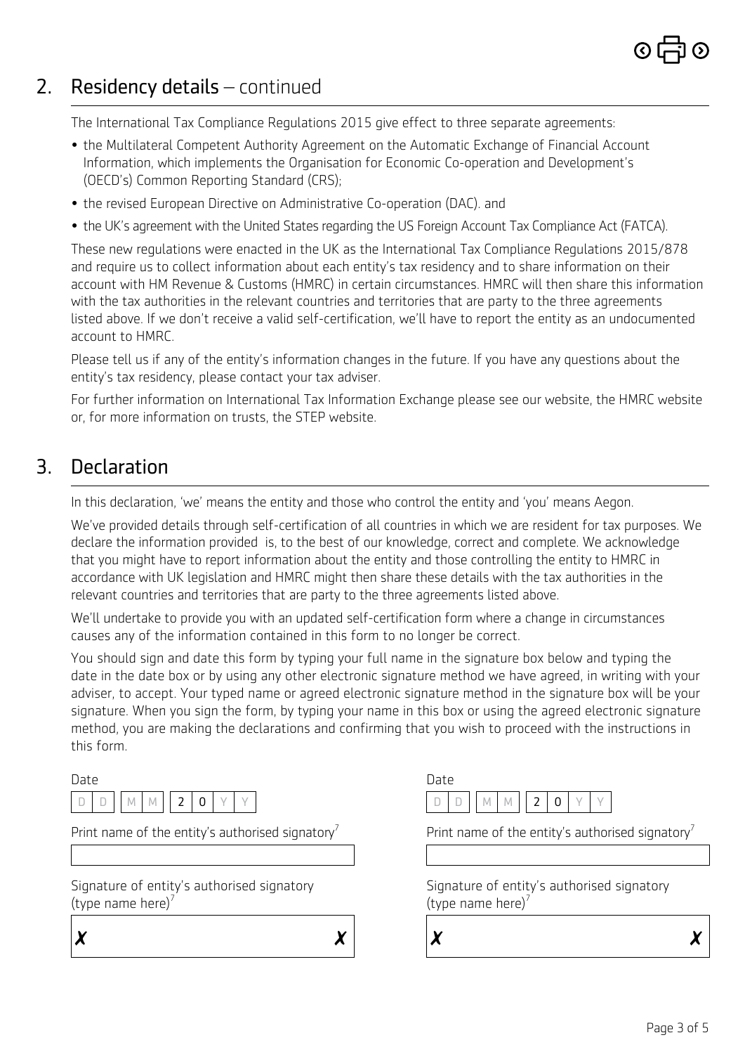## 2. Residency details – continued

The International Tax Compliance Regulations 2015 give effect to three separate agreements:

- the Multilateral Competent Authority Agreement on the Automatic Exchange of Financial Account Information, which implements the Organisation for Economic Co-operation and Development's (OECD's) Common Reporting Standard (CRS);
- the revised European Directive on Administrative Co-operation (DAC). and
- the UK's agreement with the United States regarding the US Foreign Account Tax Compliance Act (FATCA).

These new regulations were enacted in the UK as the International Tax Compliance Regulations 2015/878 and require us to collect information about each entity's tax residency and to share information on their account with HM Revenue & Customs (HMRC) in certain circumstances. HMRC will then share this information with the tax authorities in the relevant countries and territories that are party to the three agreements listed above. If we don't receive a valid self-certification, we'll have to report the entity as an undocumented account to HMRC.

Please tell us if any of the entity's information changes in the future. If you have any questions about the entity's tax residency, please contact your tax adviser.

For further information on International Tax Information Exchange please see our website, the HMRC website or, for more information on trusts, the STEP website.

## 3. Declaration

In this declaration, 'we' means the entity and those who control the entity and 'you' means Aegon.

We've provided details through self-certification of all countries in which we are resident for tax purposes. We declare the information provided is, to the best of our knowledge, correct and complete. We acknowledge that you might have to report information about the entity and those controlling the entity to HMRC in accordance with UK legislation and HMRC might then share these details with the tax authorities in the relevant countries and territories that are party to the three agreements listed above.

We'll undertake to provide you with an updated self-certification form where a change in circumstances causes any of the information contained in this form to no longer be correct.

You should sign and date this form by typing your full name in the signature box below and typing the date in the date box or by using any other electronic signature method we have agreed, in writing with your adviser, to accept. Your typed name or agreed electronic signature method in the signature box will be your signature. When you sign the form, by typing your name in this box or using the agreed electronic signature method, you are making the declarations and confirming that you wish to proceed with the instructions in this form.

Date

D D / M M / 2 0 Y Y

Print name of the entity's authorised signatory[7]

Signature of entity's authorised signatory (type name here)[7]

✗ ✗

Date

D D / M M / 2 0 Y Y

Print name of the entity's authorised signatory[7]

Signature of entity's authorised signatory (type name here)[7]

✗ ✗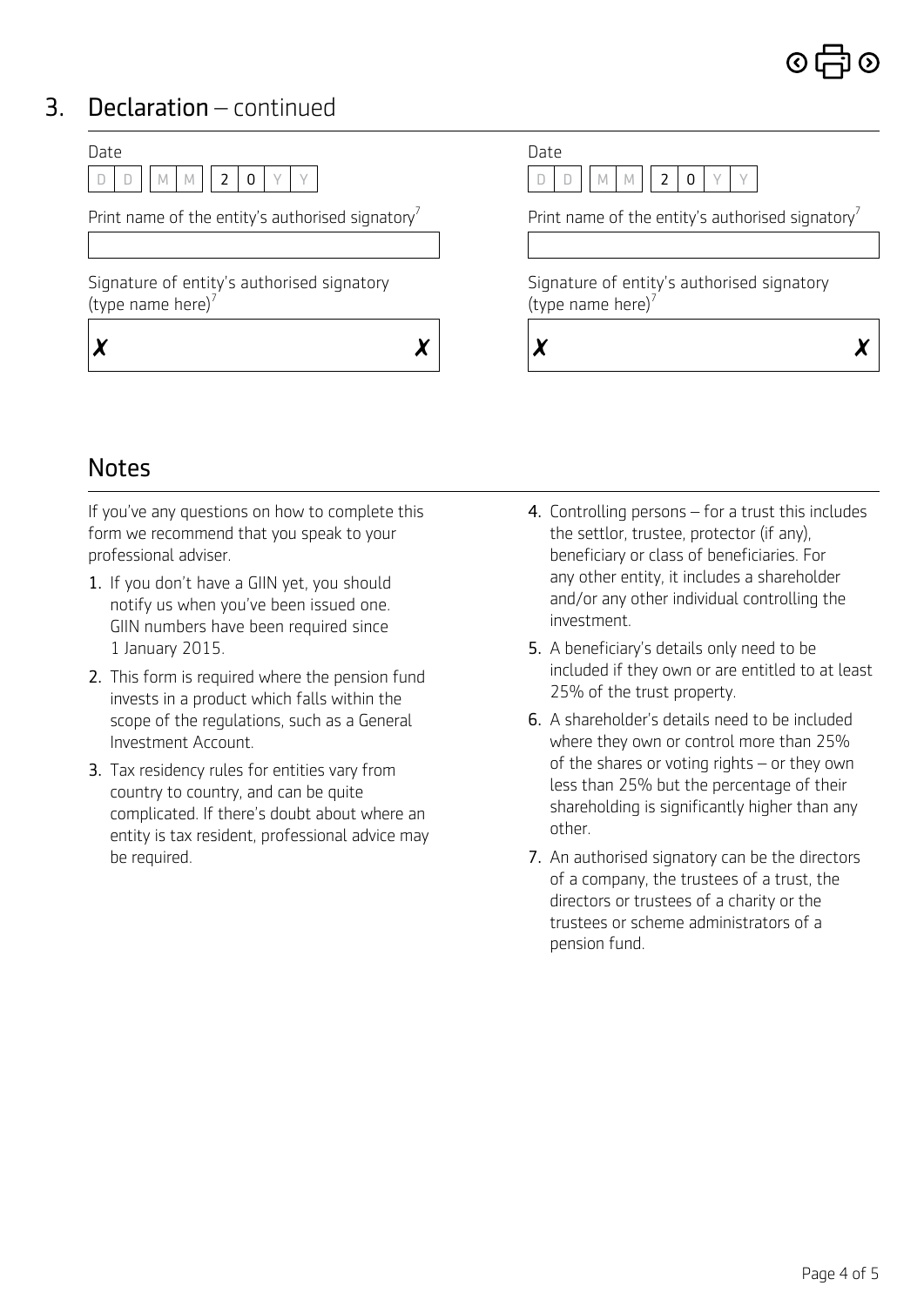## 3. Declaration – continued

Date

D D M M 2 0 Y Y

Print name of the entity's authorised signatory[7]

Signature of entity's authorised signatory (type name here)[7]

✗ ✗

Date

D D M M 2 0 Y Y

Print name of the entity's authorised signatory[7]

Signature of entity's authorised signatory (type name here)[7]

✗ ✗

## Notes

If you've any questions on how to complete this form we recommend that you speak to your professional adviser.

1. If you don't have a GIIN yet, you should notify us when you've been issued one. GIIN numbers have been required since 1 January 2015.
2. This form is required where the pension fund invests in a product which falls within the scope of the regulations, such as a General Investment Account.
3. Tax residency rules for entities vary from country to country, and can be quite complicated. If there's doubt about where an entity is tax resident, professional advice may be required.
4. Controlling persons – for a trust this includes the settlor, trustee, protector (if any), beneficiary or class of beneficiaries. For any other entity, it includes a shareholder and/or any other individual controlling the investment.
5. A beneficiary's details only need to be included if they own or are entitled to at least 25% of the trust property.
6. A shareholder's details need to be included where they own or control more than 25% of the shares or voting rights – or they own less than 25% but the percentage of their shareholding is significantly higher than any other.
7. An authorised signatory can be the directors of a company, the trustees of a trust, the directors or trustees of a charity or the trustees or scheme administrators of a pension fund.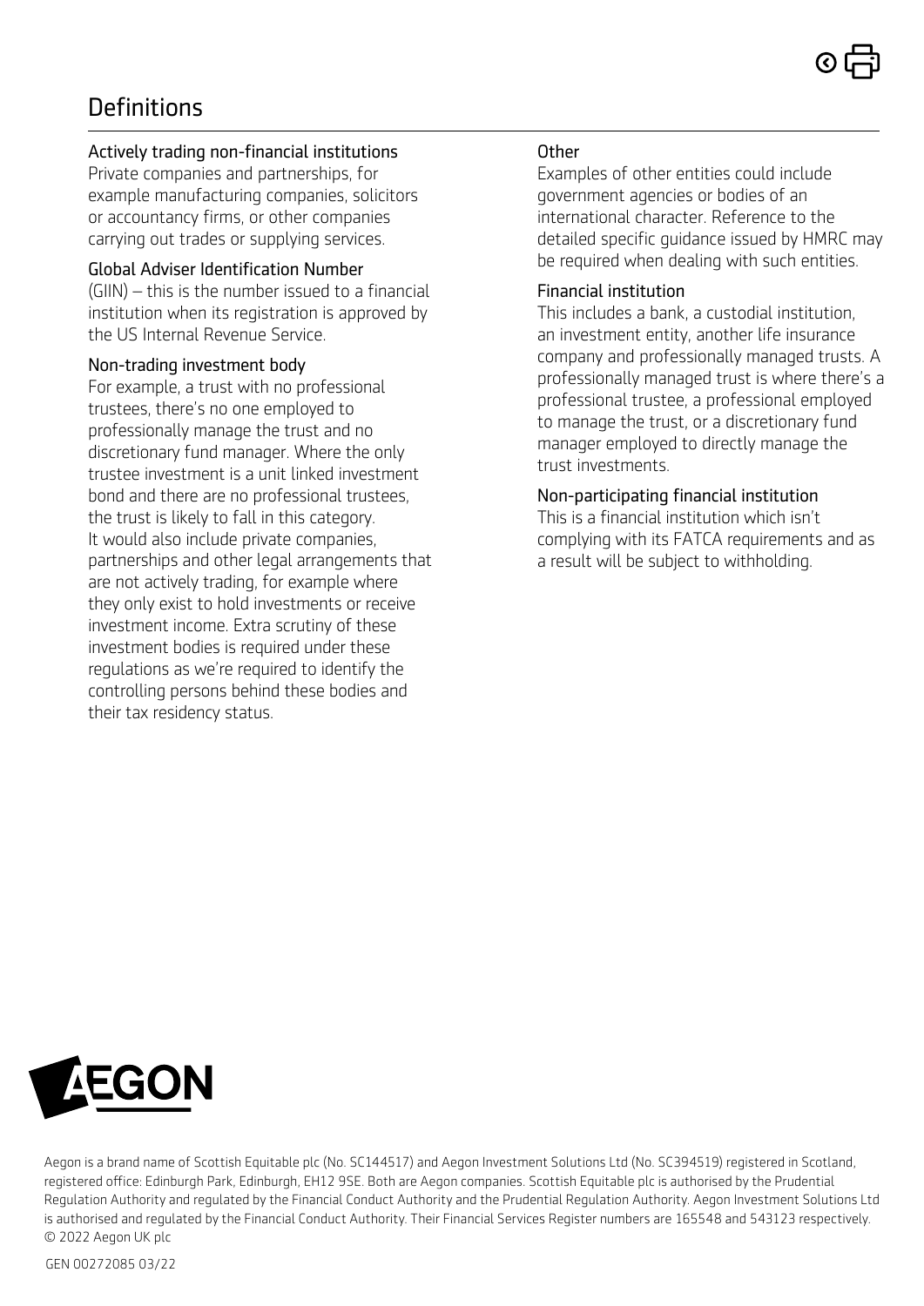# Definitions

### Actively trading non-financial institutions

Private companies and partnerships, for example manufacturing companies, solicitors or accountancy firms, or other companies carrying out trades or supplying services.

### Global Adviser Identification Number

(GIIN) – this is the number issued to a financial institution when its registration is approved by the US Internal Revenue Service.

### Non-trading investment body

For example, a trust with no professional trustees, there's no one employed to professionally manage the trust and no discretionary fund manager. Where the only trustee investment is a unit linked investment bond and there are no professional trustees, the trust is likely to fall in this category. It would also include private companies, partnerships and other legal arrangements that are not actively trading, for example where they only exist to hold investments or receive investment income. Extra scrutiny of these investment bodies is required under these regulations as we're required to identify the controlling persons behind these bodies and their tax residency status.

### Other

Examples of other entities could include government agencies or bodies of an international character. Reference to the detailed specific guidance issued by HMRC may be required when dealing with such entities.

### Financial institution

This includes a bank, a custodial institution, an investment entity, another life insurance company and professionally managed trusts. A professionally managed trust is where there's a professional trustee, a professional employed to manage the trust, or a discretionary fund manager employed to directly manage the trust investments.

### Non-participating financial institution

This is a financial institution which isn't complying with its FATCA requirements and as a result will be subject to withholding.

AEGON

Aegon is a brand name of Scottish Equitable plc (No. SC144517) and Aegon Investment Solutions Ltd (No. SC394519) registered in Scotland, registered office: Edinburgh Park, Edinburgh, EH12 9SE. Both are Aegon companies. Scottish Equitable plc is authorised by the Prudential Regulation Authority and regulated by the Financial Conduct Authority and the Prudential Regulation Authority. Aegon Investment Solutions Ltd is authorised and regulated by the Financial Conduct Authority. Their Financial Services Register numbers are 165548 and 543123 respectively. © 2022 Aegon UK plc

GEN 00272085 03/22